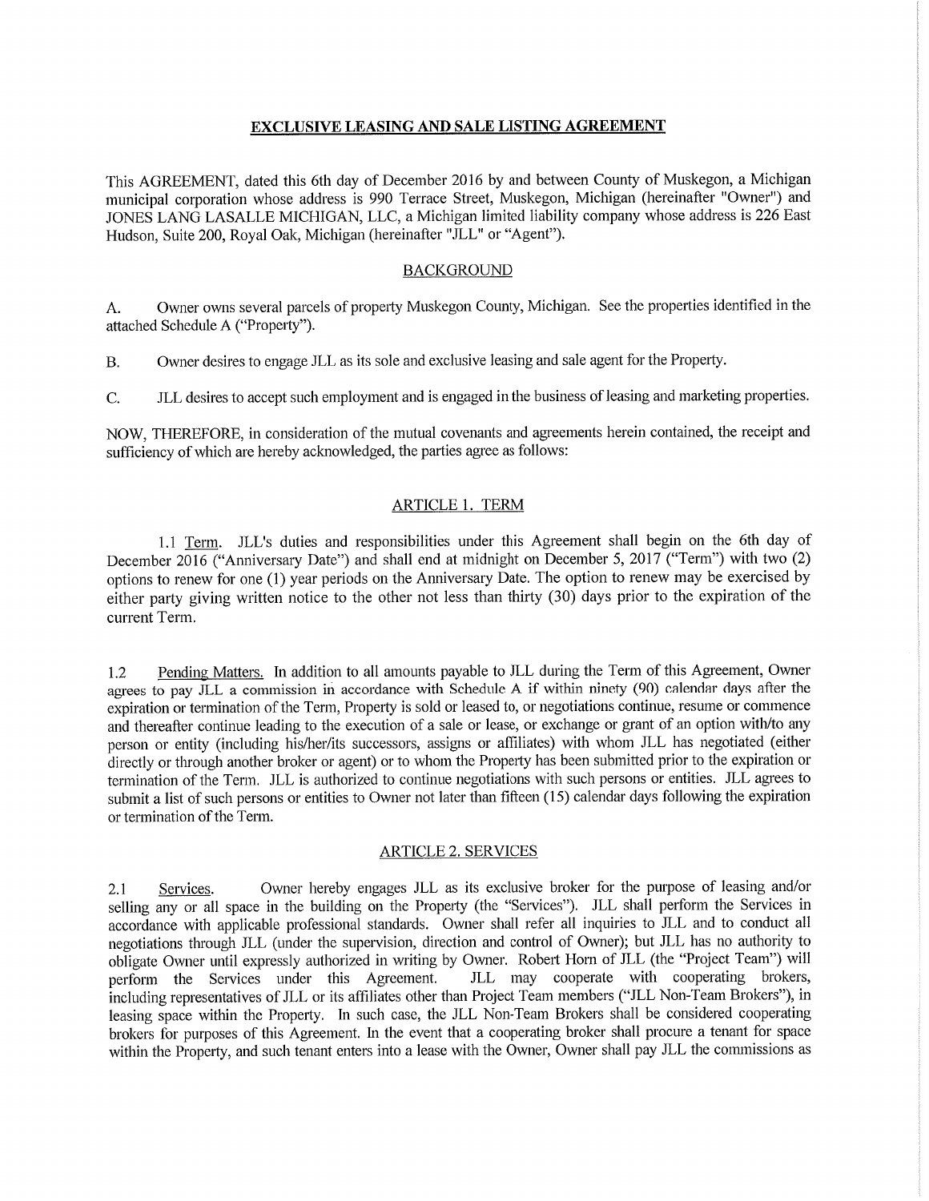# EXCLUSIVE LEASING AND SALE LISTING AGREEMENT

This AGREEMENT, dated this 6th day of December 2016 by and between County of Muskegon, a Michigan municipal corporation whose address is 990 Terrace Street, Muskegon, Michigan (hereinafter "Owner") and JONES LANG LASALLE MICHIGAN, LLC, a Michigan limited liability company whose address is 226 East Hudson, Suite 200, Royal Oak, Michigan (hereinafter "JLL" or "Agent").

## BACKGROUND

A. Owner owns several parcels of property Muskegon County, Michigan. See the properties identified in the attached Schedule A ("Property").

B. Owner desires to engage JLL as its sole and exclusive leasing and sale agent for the Property.

C. JLL desires to accept such employment and is engaged in the business of leasing and marketing properties.

NOW, THEREFORE, in consideration of the mutual covenants and agreements herein contained, the receipt and sufficiency of which are hereby acknowledged, the parties agree as follows:

## ARTICLE 1. TERM

1.1 Term. JLL's duties and responsibilities under this Agreement shall begin on the 6th day of December 2016 ("Anniversary Date") and shall end at midnight on December 5, 2017 ("Term") with two (2) options to renew for one (1) year periods on the Anniversary Date. The option to renew may be exercised by either party giving written notice to the other not less than thirty (30) days prior to the expiration of the current Term.

1.2 Pending Matters. In addition to all amounts payable to JLL during the Term of this Agreement, Owner agrees to pay JLL a commission in accordance with Schedule A if within ninety (90) calendar days after the expiration or termination of the Term, Property is sold or leased to, or negotiations continue, resume or commence and thereafter continue leading to the execution of a sale or lease, or exchange or grant of an option with/to any person or entity (including his/her/its successors, assigns or affiliates) with whom JLL has negotiated (either directly or through another broker or agent) or to whom the Property has been submitted prior to the expiration or termination of the Term. JLL is authorized to continue negotiations with such persons or entities. JLL agrees to submit a list of such persons or entities to Owner not later than fifteen (15) calendar days following the expiration or termination of the Term.

## ARTICLE 2. SERVICES

2.1 Services. Owner hereby engages JLL as its exclusive broker for the purpose of leasing and/or selling any or all space in the building on the Property (the "Services"). JLL shall perform the Services in accordance with applicable professional standards. Owner shall refer all inquiries to JLL and to conduct all negotiations through JLL (under the supervision, direction and control of Owner); but JLL has no authority to obligate Owner until expressly authorized in writing by Owner. Robert Horn of JLL (the "Project Team") will perform the Services under this Agreement. JLL may cooperate with cooperating brokers, including representatives of JLL or its affiliates other than Project Team members ("JLL Non-Team Brokers"), in leasing space within the Property. In such case, the JLL Non-Team Brokers shall be considered cooperating brokers for purposes of this Agreement. In the event that a cooperating broker shall procure a tenant for space within the Property, and such tenant enters into a lease with the Owner, Owner shall pay JLL the commissions as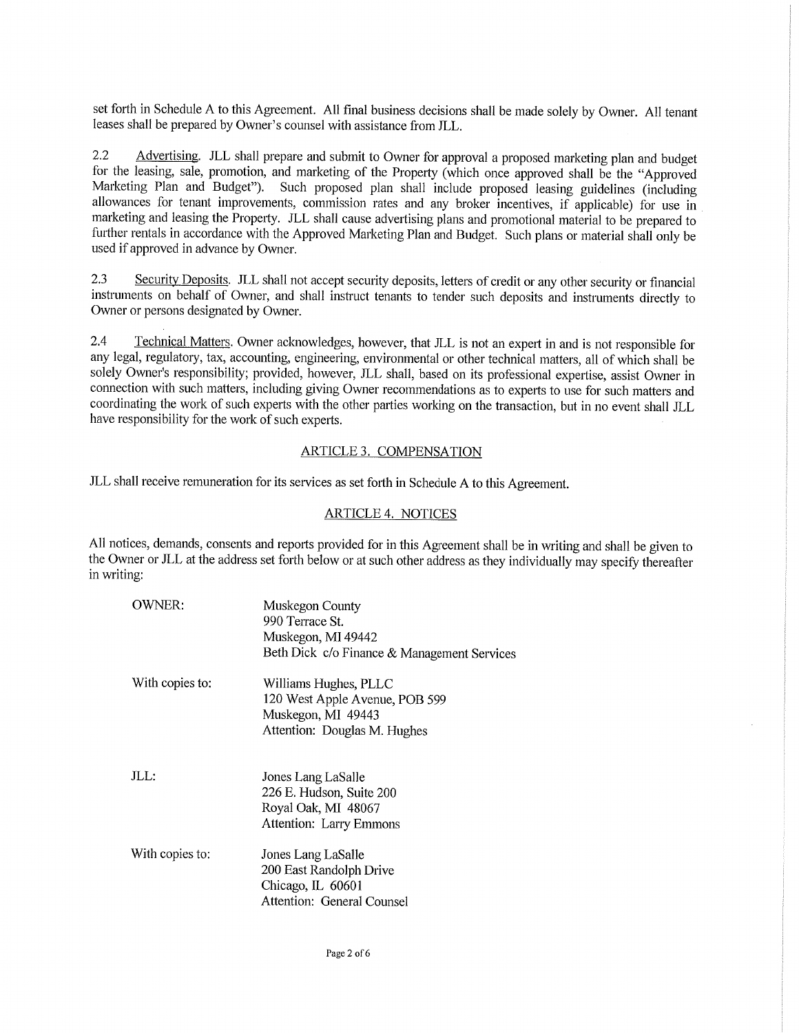set forth in Schedule A to this Agreement. All final business decisions shall be made solely by Owner. All tenant leases shall be prepared by Owner's counsel with assistance from JLL.

2.2 Advertising. JLL shall prepare and submit to Owner for approval a proposed marketing plan and budget for the leasing, sale, promotion, and marketing of the Property (which once approved shall be the "Approved Marketing Plan and Budget"). Such proposed plan shall include proposed leasing guidelines (including allowances for tenant improvements, commission rates and any broker incentives, if applicable) for use in marketing and leasing the Property. JLL shall cause advertising plans and promotional material to be prepared to further rentals in accordance with the Approved Marketing Plan and Budget. Such plans or material shall only be used if approved in advance by Owner.

2.3 Security Deposits. JLL shall not accept security deposits, letters of credit or any other security or financial instruments on behalf of Owner, and shall instruct tenants to tender such deposits and instruments directly to Owner or persons designated by Owner.

2.4 Technical Matters. Owner acknowledges, however, that JLL is not an expert in and is not responsible for any legal, regulatory, tax, accounting, engineering, environmental or other technical matters, all of which shall be solely Owner's responsibility; provided, however, JLL shall, based on its professional expertise, assist Owner in connection with such matters, including giving Owner recommendations as to experts to use for such matters and coordinating the work of such experts with the other parties working on the transaction, but in no event shall JLL have responsibility for the work of such experts.

## ARTICLE 3. COMPENSATION

JLL shall receive remuneration for its services as set forth in Schedule A to this Agreement.

## ARTICLE 4. NOTICES

All notices, demands, consents and reports provided for in this Agreement shall be in writing and shall be given to the Owner or JLL at the address set forth below or at such other address as they individually may specify thereafter in writing:

OWNER:
Muskegon County
990 Terrace St.
Muskegon, MI 49442
Beth Dick c/o Finance & Management Services

With copies to:
Williams Hughes, PLLC
120 West Apple Avenue, POB 599
Muskegon, MI 49443
Attention: Douglas M. Hughes

JLL:
Jones Lang LaSalle
226 E. Hudson, Suite 200
Royal Oak, MI 48067
Attention: Larry Emmons

With copies to:
Jones Lang LaSalle
200 East Randolph Drive
Chicago, IL 60601
Attention: General Counsel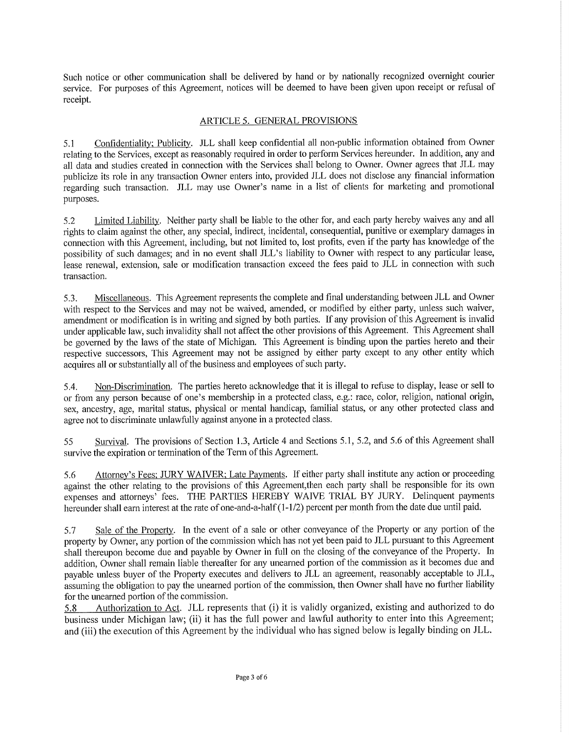Such notice or other communication shall be delivered by hand or by nationally recognized overnight courier service. For purposes of this Agreement, notices will be deemed to have been given upon receipt or refusal of receipt.

## ARTICLE 5. GENERAL PROVISIONS

5.1 Confidentiality; Publicity. JLL shall keep confidential all non-public information obtained from Owner relating to the Services, except as reasonably required in order to perform Services hereunder. In addition, any and all data and studies created in connection with the Services shall belong to Owner. Owner agrees that JLL may publicize its role in any transaction Owner enters into, provided JLL does not disclose any financial information regarding such transaction. JLL may use Owner's name in a list of clients for marketing and promotional purposes.

5.2 Limited Liability. Neither party shall be liable to the other for, and each party hereby waives any and all rights to claim against the other, any special, indirect, incidental, consequential, punitive or exemplary damages in connection with this Agreement, including, but not limited to, lost profits, even if the party has knowledge of the possibility of such damages; and in no event shall JLL's liability to Owner with respect to any particular lease, lease renewal, extension, sale or modification transaction exceed the fees paid to JLL in connection with such transaction.

5.3. Miscellaneous. This Agreement represents the complete and final understanding between JLL and Owner with respect to the Services and may not be waived, amended, or modified by either party, unless such waiver, amendment or modification is in writing and signed by both parties. If any provision of this Agreement is invalid under applicable law, such invalidity shall not affect the other provisions of this Agreement. This Agreement shall be governed by the laws of the state of Michigan. This Agreement is binding upon the parties hereto and their respective successors, This Agreement may not be assigned by either party except to any other entity which acquires all or substantially all of the business and employees of such party.

5.4. Non-Discrimination. The parties hereto acknowledge that it is illegal to refuse to display, lease or sell to or from any person because of one's membership in a protected class, e.g.: race, color, religion, national origin, sex, ancestry, age, marital status, physical or mental handicap, familial status, or any other protected class and agree not to discriminate unlawfully against anyone in a protected class.

55 Survival. The provisions of Section 1.3, Article 4 and Sections 5.1, 5.2, and 5.6 of this Agreement shall survive the expiration or termination of the Term of this Agreement.

5.6 Attorney's Fees; JURY WAIVER; Late Payments. If either party shall institute any action or proceeding against the other relating to the provisions of this Agreement,then each party shall be responsible for its own expenses and attorneys' fees. THE PARTIES HEREBY WAIVE TRIAL BY JURY. Delinquent payments hereunder shall earn interest at the rate of one-and-a-half (1-1/2) percent per month from the date due until paid.

5.7 Sale of the Property. In the event of a sale or other conveyance of the Property or any portion of the property by Owner, any portion of the commission which has not yet been paid to JLL pursuant to this Agreement shall thereupon become due and payable by Owner in full on the closing of the conveyance of the Property. In addition, Owner shall remain liable thereafter for any unearned portion of the commission as it becomes due and payable unless buyer of the Property executes and delivers to JLL an agreement, reasonably acceptable to JLL, assuming the obligation to pay the unearned portion of the commission, then Owner shall have no further liability for the unearned portion of the commission.

5.8 Authorization to Act. JLL represents that (i) it is validly organized, existing and authorized to do business under Michigan law; (ii) it has the full power and lawful authority to enter into this Agreement; and (iii) the execution of this Agreement by the individual who has signed below is legally binding on JLL.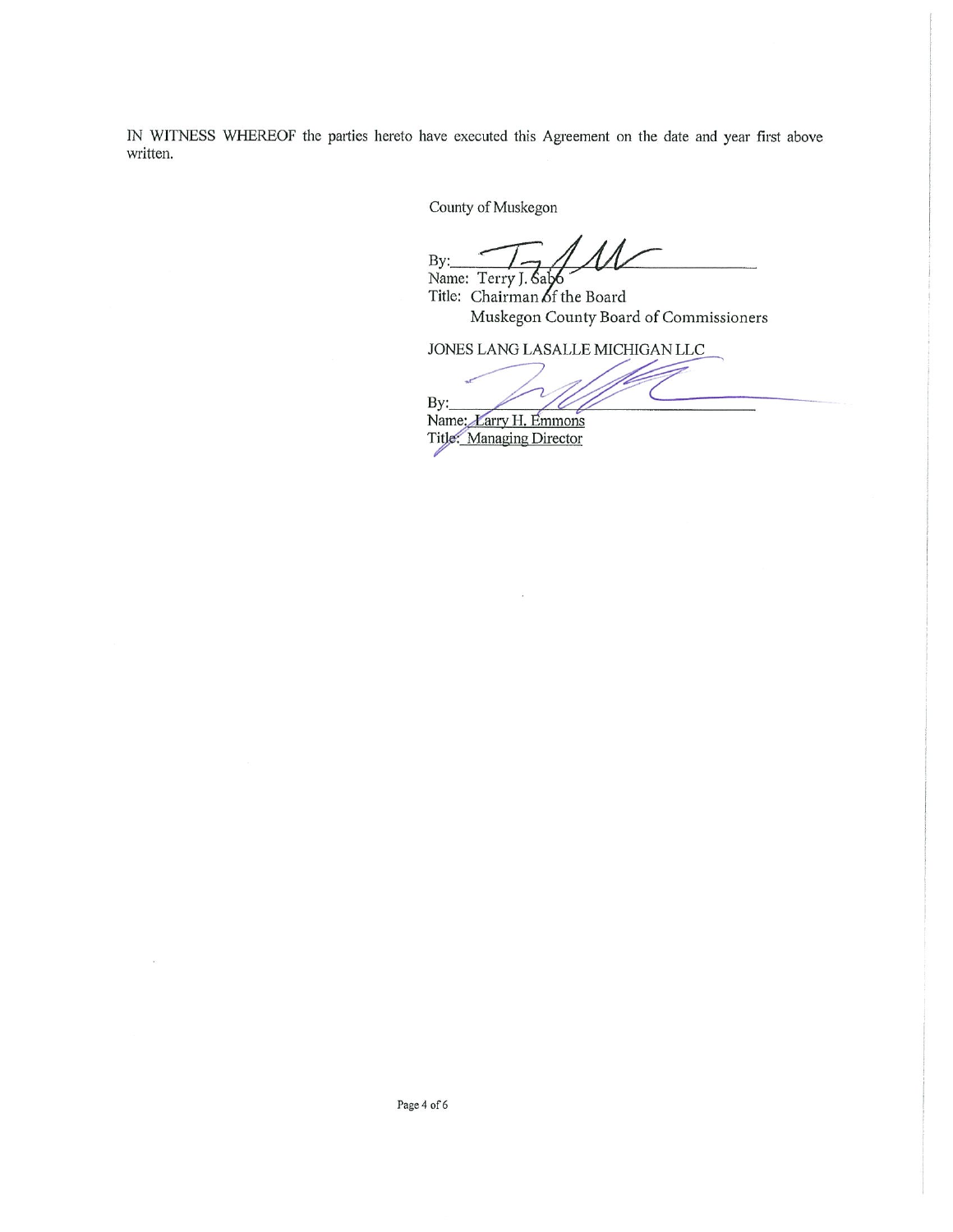IN WITNESS WHEREOF the parties hereto have executed this Agreement on the date and year first above written.

County of Muskegon

By:\_\_\_\_\_\_\_\_\_\_\_\_\_\_\_\_\_\_\_\_\_\_\_\_\_\_\_\_\_\_\_\_\_\_
Name: Terry J. Sabo
Title: Chairman of the Board
Muskegon County Board of Commissioners

JONES LANG LASALLE MICHIGAN LLC

By:\_\_\_\_\_\_\_\_\_\_\_\_\_\_\_\_\_\_\_\_\_\_\_\_\_\_\_\_\_\_\_\_\_\_
Name: Larry H. Emmons
Title: Managing Director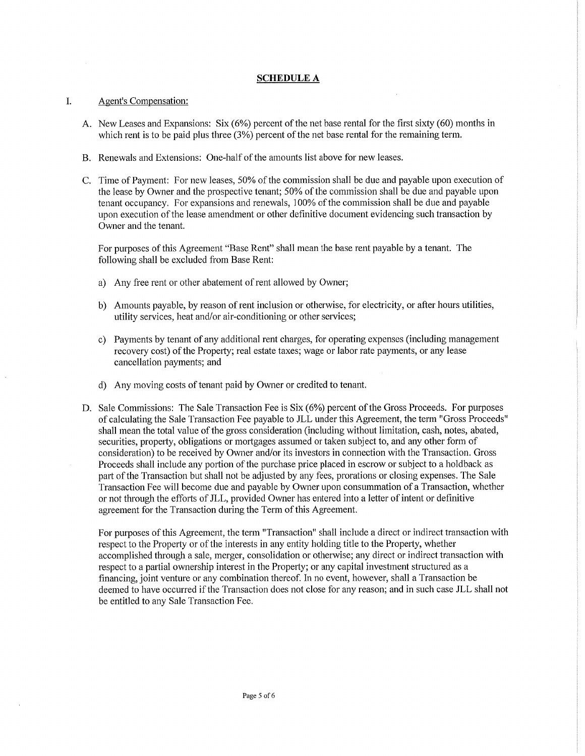## SCHEDULE A

I. Agent's Compensation:

A. New Leases and Expansions: Six (6%) percent of the net base rental for the first sixty (60) months in which rent is to be paid plus three (3%) percent of the net base rental for the remaining term.

B. Renewals and Extensions: One-half of the amounts list above for new leases.

C. Time of Payment: For new leases, 50% of the commission shall be due and payable upon execution of the lease by Owner and the prospective tenant; 50% of the commission shall be due and payable upon tenant occupancy. For expansions and renewals, 100% of the commission shall be due and payable upon execution of the lease amendment or other definitive document evidencing such transaction by Owner and the tenant.

For purposes of this Agreement "Base Rent" shall mean the base rent payable by a tenant. The following shall be excluded from Base Rent:

a) Any free rent or other abatement of rent allowed by Owner;

b) Amounts payable, by reason of rent inclusion or otherwise, for electricity, or after hours utilities, utility services, heat and/or air-conditioning or other services;

c) Payments by tenant of any additional rent charges, for operating expenses (including management recovery cost) of the Property; real estate taxes; wage or labor rate payments, or any lease cancellation payments; and

d) Any moving costs of tenant paid by Owner or credited to tenant.

D. Sale Commissions: The Sale Transaction Fee is Six (6%) percent of the Gross Proceeds. For purposes of calculating the Sale Transaction Fee payable to JLL under this Agreement, the term "Gross Proceeds" shall mean the total value of the gross consideration (including without limitation, cash, notes, abated, securities, property, obligations or mortgages assumed or taken subject to, and any other form of consideration) to be received by Owner and/or its investors in connection with the Transaction. Gross Proceeds shall include any portion of the purchase price placed in escrow or subject to a holdback as part of the Transaction but shall not be adjusted by any fees, prorations or closing expenses. The Sale Transaction Fee will become due and payable by Owner upon consummation of a Transaction, whether or not through the efforts of JLL, provided Owner has entered into a letter of intent or definitive agreement for the Transaction during the Term of this Agreement.

For purposes of this Agreement, the term "Transaction" shall include a direct or indirect transaction with respect to the Property or of the interests in any entity holding title to the Property, whether accomplished through a sale, merger, consolidation or otherwise; any direct or indirect transaction with respect to a partial ownership interest in the Property; or any capital investment structured as a financing, joint venture or any combination thereof. In no event, however, shall a Transaction be deemed to have occurred if the Transaction does not close for any reason; and in such case JLL shall not be entitled to any Sale Transaction Fee.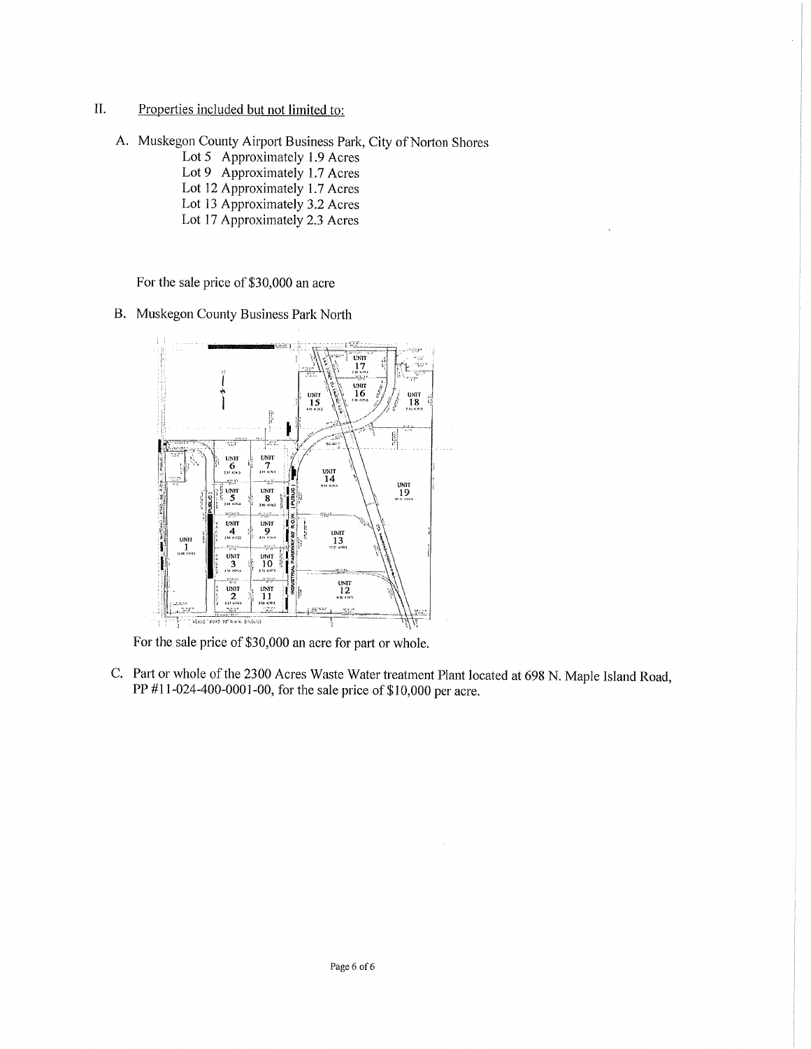II. Properties included but not limited to:

A. Muskegon County Airport Business Park, City of Norton Shores
   - Lot 5 Approximately 1.9 Acres
   - Lot 9 Approximately 1.7 Acres
   - Lot 12 Approximately 1.7 Acres
   - Lot 13 Approximately 3.2 Acres
   - Lot 17 Approximately 2.3 Acres

   For the sale price of $30,000 an acre

B. Muskegon County Business Park North

   For the sale price of $30,000 an acre for part or whole.

C. Part or whole of the 2300 Acres Waste Water treatment Plant located at 698 N. Maple Island Road, PP #11-024-400-0001-00, for the sale price of $10,000 per acre.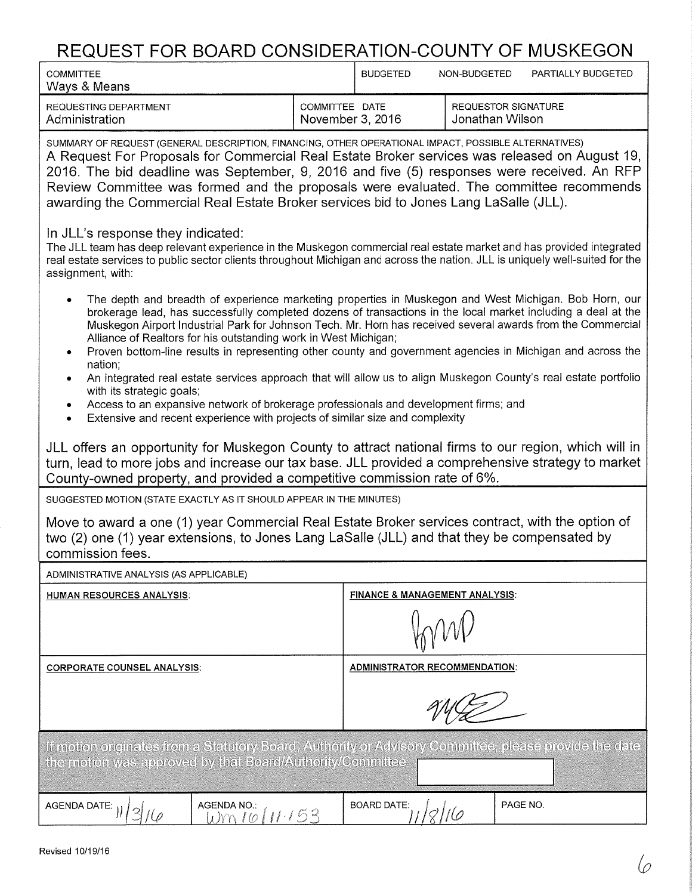# REQUEST FOR BOARD CONSIDERATION-COUNTY OF MUSKEGON

| COMMITTEE | | BUDGETED | NON-BUDGETED | PARTIALLY BUDGETED |
|---|---|---|---|---|
| Ways & Means | | | | |

| REQUESTING DEPARTMENT | COMMITTEE DATE | REQUESTOR SIGNATURE |
|---|---|---|
| Administration | November 3, 2016 | Jonathan Wilson |

SUMMARY OF REQUEST (GENERAL DESCRIPTION, FINANCING, OTHER OPERATIONAL IMPACT, POSSIBLE ALTERNATIVES)

A Request For Proposals for Commercial Real Estate Broker services was released on August 19, 2016. The bid deadline was September, 9, 2016 and five (5) responses were received. An RFP Review Committee was formed and the proposals were evaluated. The committee recommends awarding the Commercial Real Estate Broker services bid to Jones Lang LaSalle (JLL).

In JLL's response they indicated:

The JLL team has deep relevant experience in the Muskegon commercial real estate market and has provided integrated real estate services to public sector clients throughout Michigan and across the nation. JLL is uniquely well-suited for the assignment, with:

- The depth and breadth of experience marketing properties in Muskegon and West Michigan. Bob Horn, our brokerage lead, has successfully completed dozens of transactions in the local market including a deal at the Muskegon Airport Industrial Park for Johnson Tech. Mr. Horn has received several awards from the Commercial Alliance of Realtors for his outstanding work in West Michigan;
- Proven bottom-line results in representing other county and government agencies in Michigan and across the nation;
- An integrated real estate services approach that will allow us to align Muskegon County's real estate portfolio with its strategic goals;
- Access to an expansive network of brokerage professionals and development firms; and
- Extensive and recent experience with projects of similar size and complexity

JLL offers an opportunity for Muskegon County to attract national firms to our region, which will in turn, lead to more jobs and increase our tax base. JLL provided a comprehensive strategy to market County-owned property, and provided a competitive commission rate of 6%.

SUGGESTED MOTION (STATE EXACTLY AS IT SHOULD APPEAR IN THE MINUTES)

Move to award a one (1) year Commercial Real Estate Broker services contract, with the option of two (2) one (1) year extensions, to Jones Lang LaSalle (JLL) and that they be compensated by commission fees.

ADMINISTRATIVE ANALYSIS (AS APPLICABLE)

| HUMAN RESOURCES ANALYSIS: | FINANCE & MANAGEMENT ANALYSIS: |
|---|---|
| | [signature] |
| **CORPORATE COUNSEL ANALYSIS:** | **ADMINISTRATOR RECOMMENDATION:** |
| | [signature] |

If motion originates from a Statutory Board, Authority or Advisory Committee, please provide the date the motion was approved by that Board/Authority/Committee

| AGENDA DATE: 11/3/16 | AGENDA NO.: WM 16/11-153 | BOARD DATE: 11/8/16 | PAGE NO. |
|---|---|---|---|

Revised 10/19/16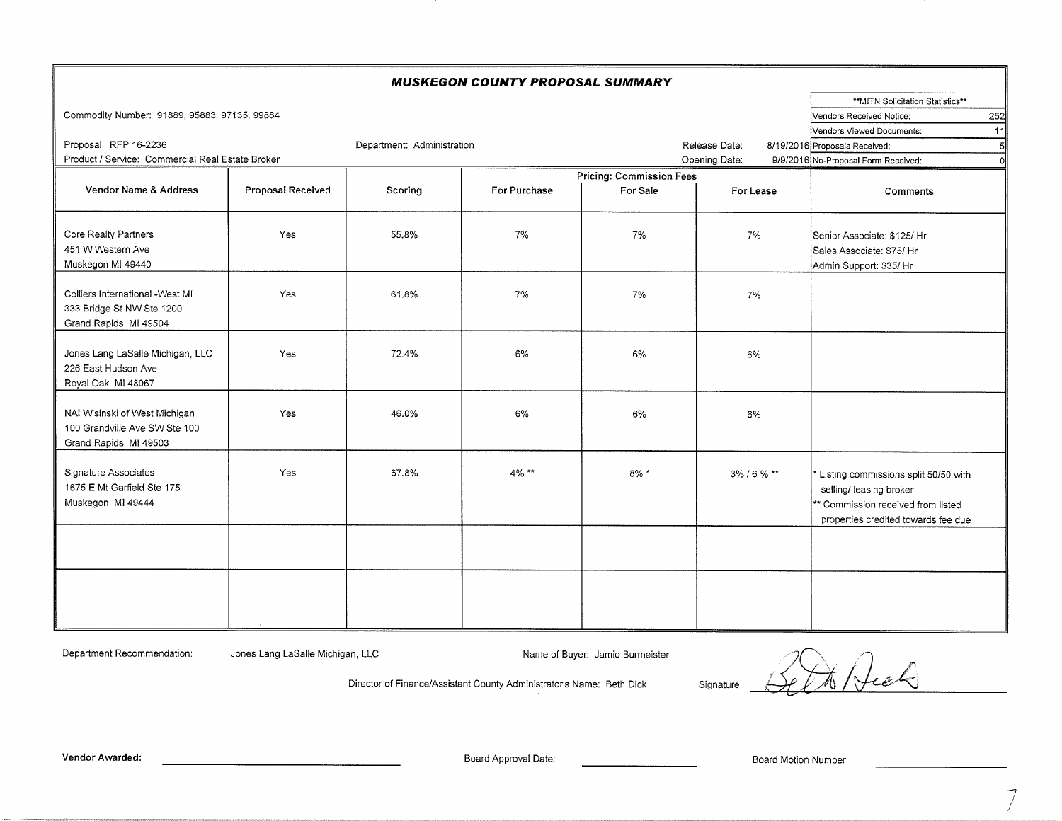## MUSKEGON COUNTY PROPOSAL SUMMARY

Commodity Number: 91889, 95883, 97135, 99884

Proposal: RFP 16-2236

Department: Administration

Product / Service: Commercial Real Estate Broker

Release Date: 8/19/2016

Opening Date: 9/9/2016

| **MITN Solicitation Statistics** | |
|---|---|
| Vendors Received Notice: | 252 |
| Vendors Viewed Documents: | 11 |
| Proposals Received: | 5 |
| No-Proposal Form Received: | 0 |

| Vendor Name & Address | Proposal Received | Scoring | Pricing: Commission Fees | | | Comments |
|---|---|---|---|---|---|---|
| | | | For Purchase | For Sale | For Lease | |
| Core Realty Partners<br>451 W Western Ave<br>Muskegon MI 49440 | Yes | 55.8% | 7% | 7% | 7% | Senior Associate: $125/ Hr<br>Sales Associate: $75/ Hr<br>Admin Support: $35/ Hr |
| Colliers International -West MI<br>333 Bridge St NW Ste 1200<br>Grand Rapids MI 49504 | Yes | 61.8% | 7% | 7% | 7% | |
| Jones Lang LaSalle Michigan, LLC<br>226 East Hudson Ave<br>Royal Oak MI 48067 | Yes | 72.4% | 6% | 6% | 6% | |
| NAI Wisinski of West Michigan<br>100 Grandville Ave SW Ste 100<br>Grand Rapids MI 49503 | Yes | 46.0% | 6% | 6% | 6% | |
| Signature Associates<br>1675 E Mt Garfield Ste 175<br>Muskegon MI 49444 | Yes | 67.8% | 4% ** | 8% * | 3% / 6 % ** | * Listing commissions split 50/50 with selling/ leasing broker<br>** Commission received from listed properties credited towards fee due |
| | | | | | | |
| | | | | | | |

Department Recommendation: Jones Lang LaSalle Michigan, LLC

Name of Buyer: Jamie Burmeister

Director of Finance/Assistant County Administrator's Name: Beth Dick

Signature: Beth Dick

Vendor Awarded: ____________________

Board Approval Date: ____________________

Board Motion Number ____________________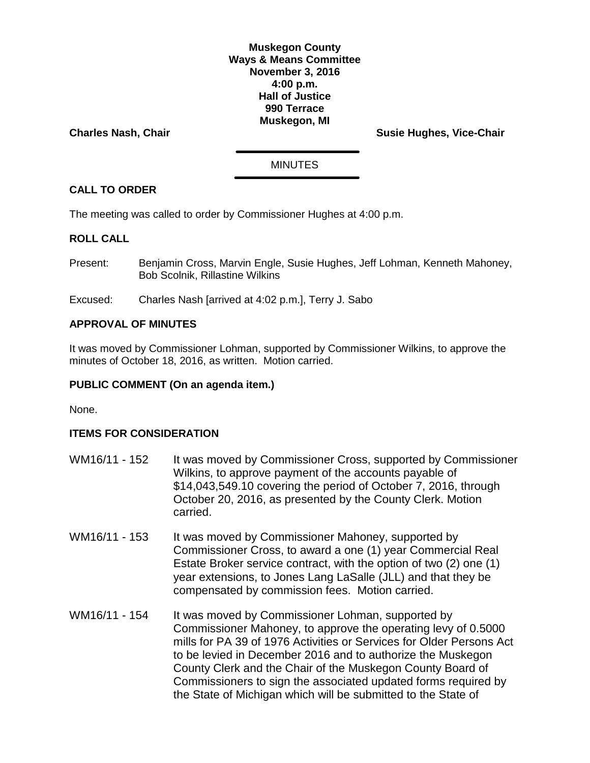**Muskegon County**
**Ways & Means Committee**
**November 3, 2016**
**4:00 p.m.**
**Hall of Justice**
**990 Terrace**
**Muskegon, MI**

**Charles Nash, Chair** **Susie Hughes, Vice-Chair**

MINUTES

## CALL TO ORDER

The meeting was called to order by Commissioner Hughes at 4:00 p.m.

## ROLL CALL

Present: Benjamin Cross, Marvin Engle, Susie Hughes, Jeff Lohman, Kenneth Mahoney, Bob Scolnik, Rillastine Wilkins

Excused: Charles Nash [arrived at 4:02 p.m.], Terry J. Sabo

## APPROVAL OF MINUTES

It was moved by Commissioner Lohman, supported by Commissioner Wilkins, to approve the minutes of October 18, 2016, as written. Motion carried.

## PUBLIC COMMENT (On an agenda item.)

None.

## ITEMS FOR CONSIDERATION

WM16/11 - 152 It was moved by Commissioner Cross, supported by Commissioner Wilkins, to approve payment of the accounts payable of $14,043,549.10 covering the period of October 7, 2016, through October 20, 2016, as presented by the County Clerk. Motion carried.

WM16/11 - 153 It was moved by Commissioner Mahoney, supported by Commissioner Cross, to award a one (1) year Commercial Real Estate Broker service contract, with the option of two (2) one (1) year extensions, to Jones Lang LaSalle (JLL) and that they be compensated by commission fees. Motion carried.

WM16/11 - 154 It was moved by Commissioner Lohman, supported by Commissioner Mahoney, to approve the operating levy of 0.5000 mills for PA 39 of 1976 Activities or Services for Older Persons Act to be levied in December 2016 and to authorize the Muskegon County Clerk and the Chair of the Muskegon County Board of Commissioners to sign the associated updated forms required by the State of Michigan which will be submitted to the State of